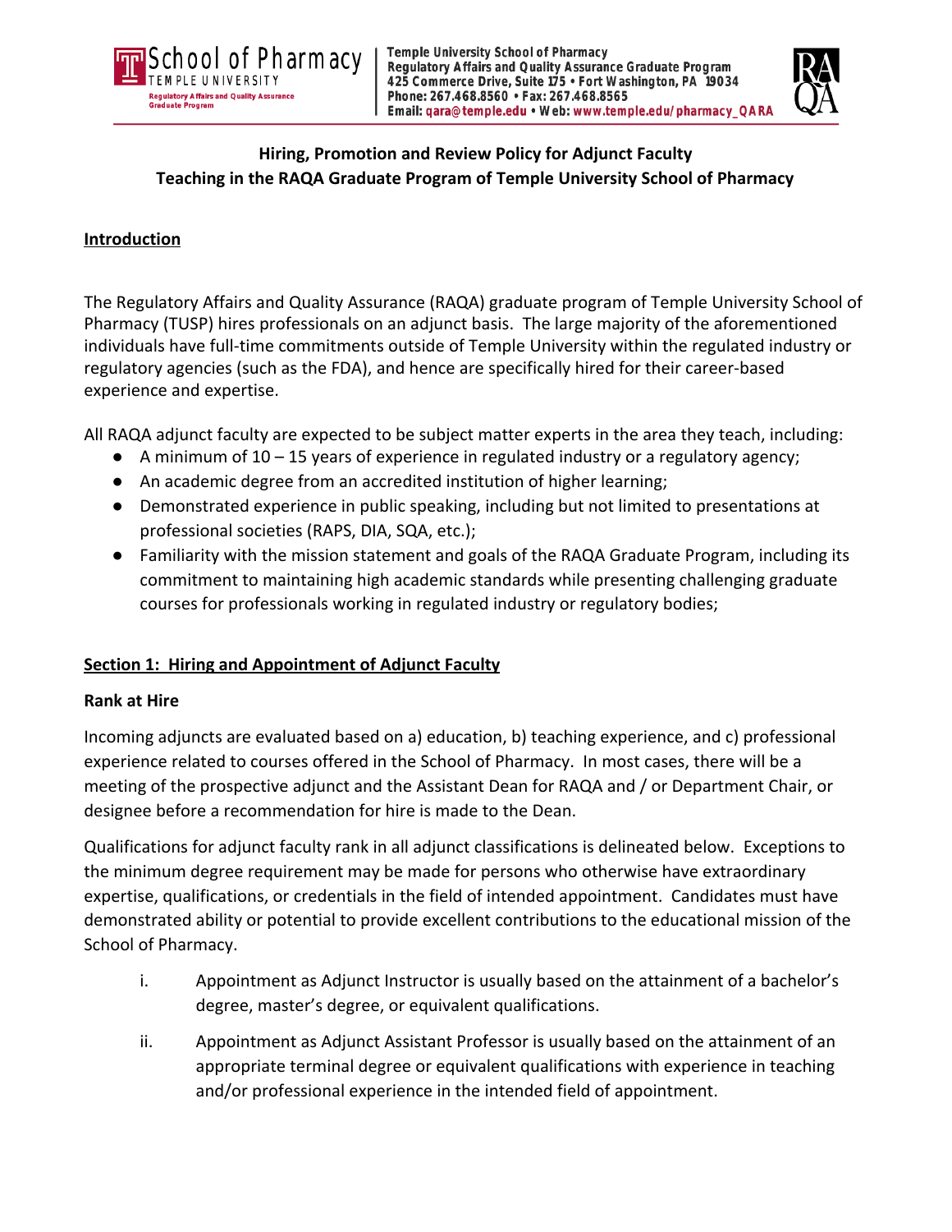School of Pharmacy
TEMPLE UNIVERSITY
Regulatory Affairs and Quality Assurance Graduate Program

**Temple University School of Pharmacy**
**Regulatory Affairs and Quality Assurance Graduate Program**
**425 Commerce Drive, Suite 175 • Fort Washington, PA 19034**
**Phone: 267.468.8560 • Fax: 267.468.8565**
**Email: qara@temple.edu • Web: www.temple.edu/pharmacy_QARA**

# Hiring, Promotion and Review Policy for Adjunct Faculty Teaching in the RAQA Graduate Program of Temple University School of Pharmacy

## Introduction

The Regulatory Affairs and Quality Assurance (RAQA) graduate program of Temple University School of Pharmacy (TUSP) hires professionals on an adjunct basis. The large majority of the aforementioned individuals have full-time commitments outside of Temple University within the regulated industry or regulatory agencies (such as the FDA), and hence are specifically hired for their career-based experience and expertise.

All RAQA adjunct faculty are expected to be subject matter experts in the area they teach, including:

- A minimum of 10 – 15 years of experience in regulated industry or a regulatory agency;
- An academic degree from an accredited institution of higher learning;
- Demonstrated experience in public speaking, including but not limited to presentations at professional societies (RAPS, DIA, SQA, etc.);
- Familiarity with the mission statement and goals of the RAQA Graduate Program, including its commitment to maintaining high academic standards while presenting challenging graduate courses for professionals working in regulated industry or regulatory bodies;

## Section 1: Hiring and Appointment of Adjunct Faculty

### Rank at Hire

Incoming adjuncts are evaluated based on a) education, b) teaching experience, and c) professional experience related to courses offered in the School of Pharmacy. In most cases, there will be a meeting of the prospective adjunct and the Assistant Dean for RAQA and / or Department Chair, or designee before a recommendation for hire is made to the Dean.

Qualifications for adjunct faculty rank in all adjunct classifications is delineated below. Exceptions to the minimum degree requirement may be made for persons who otherwise have extraordinary expertise, qualifications, or credentials in the field of intended appointment. Candidates must have demonstrated ability or potential to provide excellent contributions to the educational mission of the School of Pharmacy.

i. Appointment as Adjunct Instructor is usually based on the attainment of a bachelor's degree, master's degree, or equivalent qualifications.

ii. Appointment as Adjunct Assistant Professor is usually based on the attainment of an appropriate terminal degree or equivalent qualifications with experience in teaching and/or professional experience in the intended field of appointment.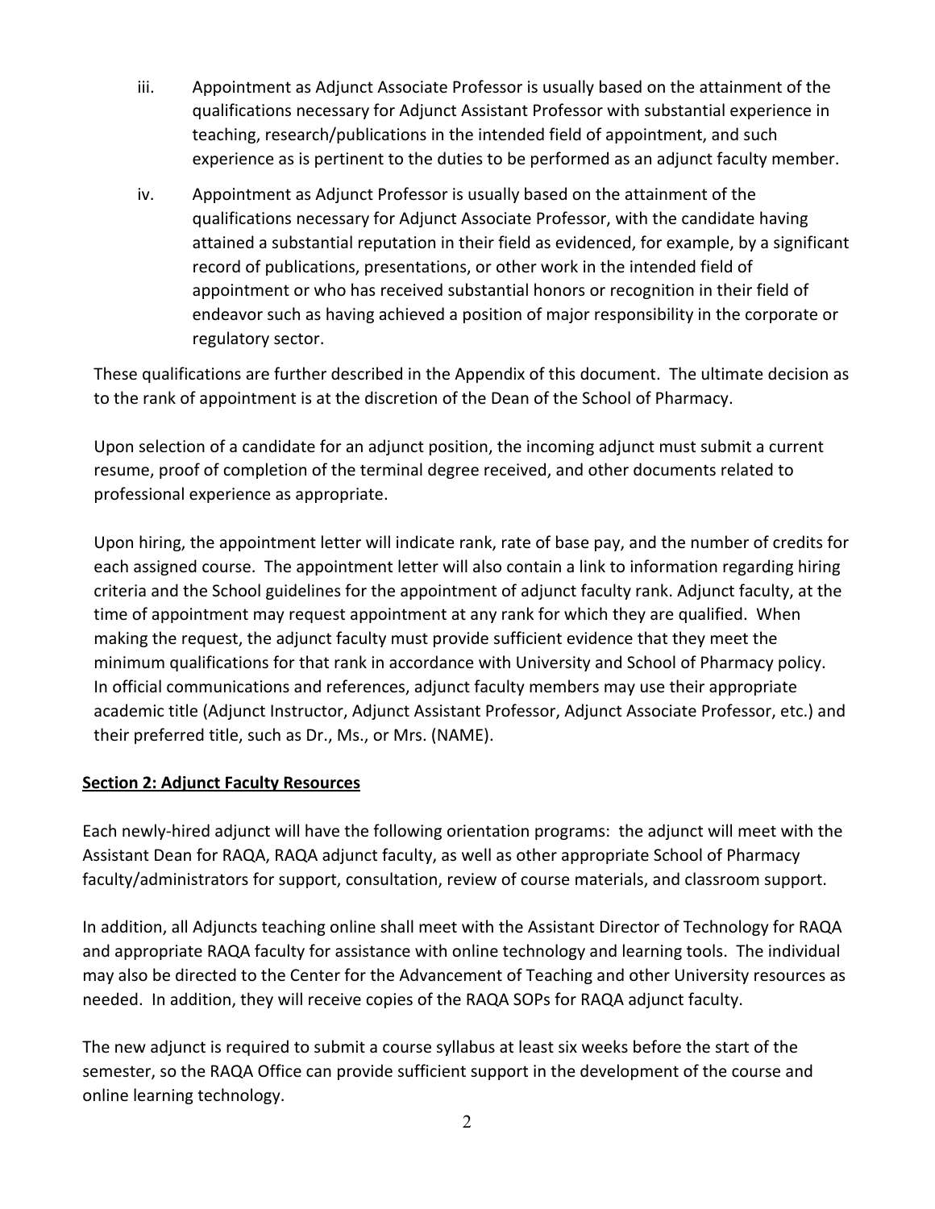iii. Appointment as Adjunct Associate Professor is usually based on the attainment of the qualifications necessary for Adjunct Assistant Professor with substantial experience in teaching, research/publications in the intended field of appointment, and such experience as is pertinent to the duties to be performed as an adjunct faculty member.

iv. Appointment as Adjunct Professor is usually based on the attainment of the qualifications necessary for Adjunct Associate Professor, with the candidate having attained a substantial reputation in their field as evidenced, for example, by a significant record of publications, presentations, or other work in the intended field of appointment or who has received substantial honors or recognition in their field of endeavor such as having achieved a position of major responsibility in the corporate or regulatory sector.

These qualifications are further described in the Appendix of this document. The ultimate decision as to the rank of appointment is at the discretion of the Dean of the School of Pharmacy.

Upon selection of a candidate for an adjunct position, the incoming adjunct must submit a current resume, proof of completion of the terminal degree received, and other documents related to professional experience as appropriate.

Upon hiring, the appointment letter will indicate rank, rate of base pay, and the number of credits for each assigned course. The appointment letter will also contain a link to information regarding hiring criteria and the School guidelines for the appointment of adjunct faculty rank. Adjunct faculty, at the time of appointment may request appointment at any rank for which they are qualified. When making the request, the adjunct faculty must provide sufficient evidence that they meet the minimum qualifications for that rank in accordance with University and School of Pharmacy policy. In official communications and references, adjunct faculty members may use their appropriate academic title (Adjunct Instructor, Adjunct Assistant Professor, Adjunct Associate Professor, etc.) and their preferred title, such as Dr., Ms., or Mrs. (NAME).

**Section 2: Adjunct Faculty Resources**

Each newly-hired adjunct will have the following orientation programs: the adjunct will meet with the Assistant Dean for RAQA, RAQA adjunct faculty, as well as other appropriate School of Pharmacy faculty/administrators for support, consultation, review of course materials, and classroom support.

In addition, all Adjuncts teaching online shall meet with the Assistant Director of Technology for RAQA and appropriate RAQA faculty for assistance with online technology and learning tools. The individual may also be directed to the Center for the Advancement of Teaching and other University resources as needed. In addition, they will receive copies of the RAQA SOPs for RAQA adjunct faculty.

The new adjunct is required to submit a course syllabus at least six weeks before the start of the semester, so the RAQA Office can provide sufficient support in the development of the course and online learning technology.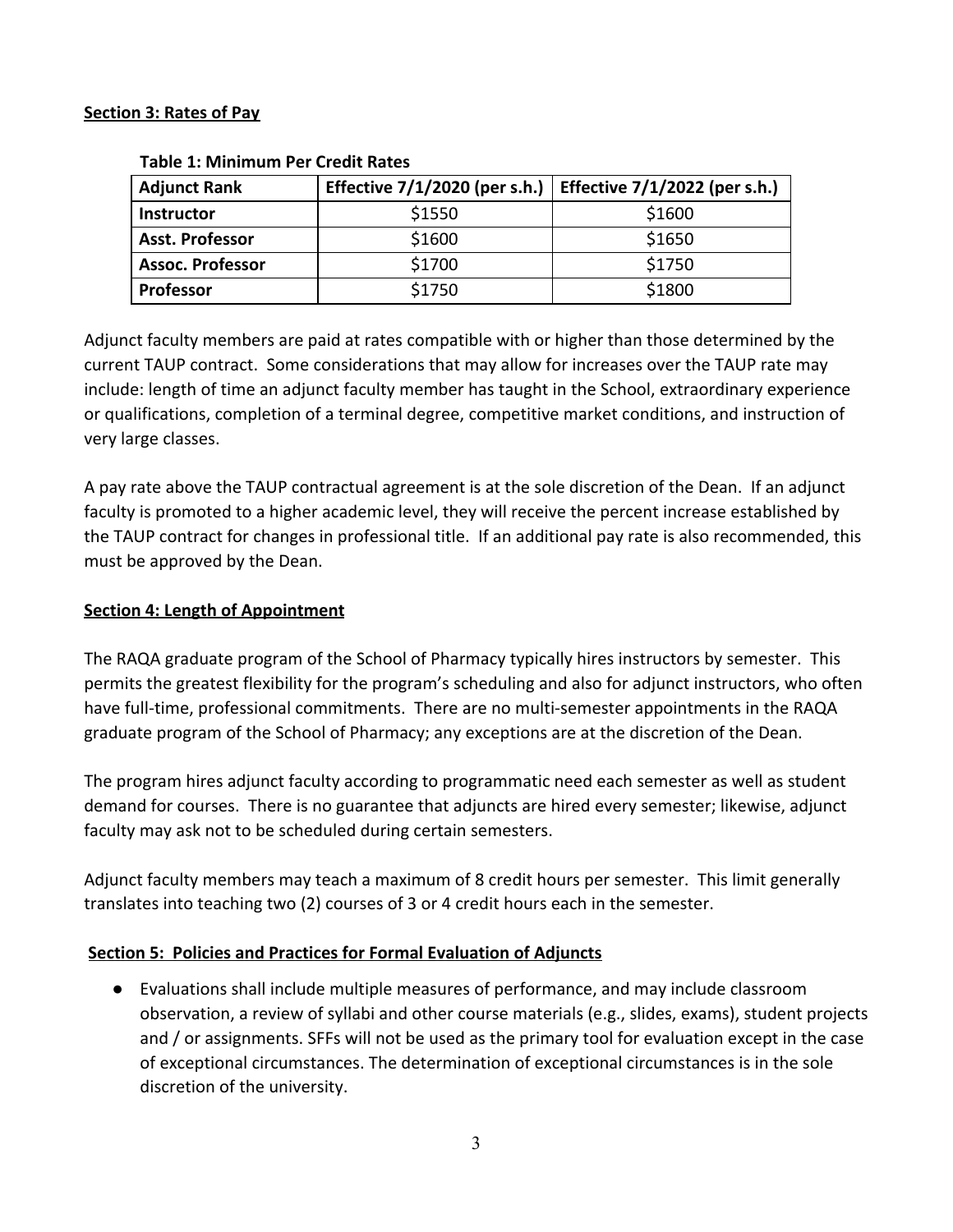## Section 3: Rates of Pay

**Table 1: Minimum Per Credit Rates**

| Adjunct Rank | Effective 7/1/2020 (per s.h.) | Effective 7/1/2022 (per s.h.) |
|---|---|---|
| **Instructor** | $1550 | $1600 |
| **Asst. Professor** | $1600 | $1650 |
| **Assoc. Professor** | $1700 | $1750 |
| **Professor** | $1750 | $1800 |

Adjunct faculty members are paid at rates compatible with or higher than those determined by the current TAUP contract. Some considerations that may allow for increases over the TAUP rate may include: length of time an adjunct faculty member has taught in the School, extraordinary experience or qualifications, completion of a terminal degree, competitive market conditions, and instruction of very large classes.

A pay rate above the TAUP contractual agreement is at the sole discretion of the Dean. If an adjunct faculty is promoted to a higher academic level, they will receive the percent increase established by the TAUP contract for changes in professional title. If an additional pay rate is also recommended, this must be approved by the Dean.

## Section 4: Length of Appointment

The RAQA graduate program of the School of Pharmacy typically hires instructors by semester. This permits the greatest flexibility for the program's scheduling and also for adjunct instructors, who often have full-time, professional commitments. There are no multi-semester appointments in the RAQA graduate program of the School of Pharmacy; any exceptions are at the discretion of the Dean.

The program hires adjunct faculty according to programmatic need each semester as well as student demand for courses. There is no guarantee that adjuncts are hired every semester; likewise, adjunct faculty may ask not to be scheduled during certain semesters.

Adjunct faculty members may teach a maximum of 8 credit hours per semester. This limit generally translates into teaching two (2) courses of 3 or 4 credit hours each in the semester.

## Section 5: Policies and Practices for Formal Evaluation of Adjuncts

- Evaluations shall include multiple measures of performance, and may include classroom observation, a review of syllabi and other course materials (e.g., slides, exams), student projects and / or assignments. SFFs will not be used as the primary tool for evaluation except in the case of exceptional circumstances. The determination of exceptional circumstances is in the sole discretion of the university.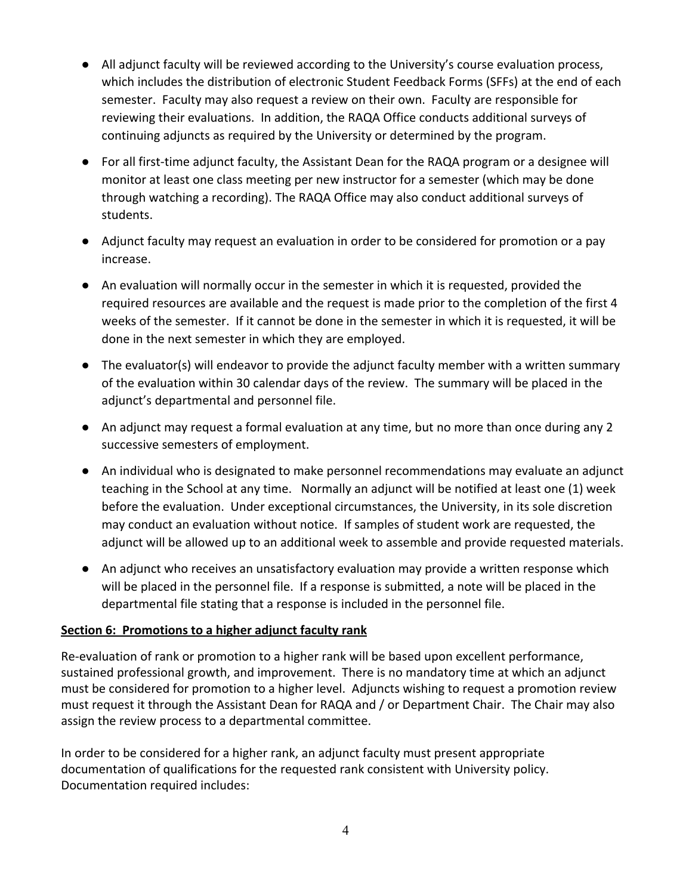- All adjunct faculty will be reviewed according to the University's course evaluation process, which includes the distribution of electronic Student Feedback Forms (SFFs) at the end of each semester. Faculty may also request a review on their own. Faculty are responsible for reviewing their evaluations. In addition, the RAQA Office conducts additional surveys of continuing adjuncts as required by the University or determined by the program.
- For all first-time adjunct faculty, the Assistant Dean for the RAQA program or a designee will monitor at least one class meeting per new instructor for a semester (which may be done through watching a recording). The RAQA Office may also conduct additional surveys of students.
- Adjunct faculty may request an evaluation in order to be considered for promotion or a pay increase.
- An evaluation will normally occur in the semester in which it is requested, provided the required resources are available and the request is made prior to the completion of the first 4 weeks of the semester. If it cannot be done in the semester in which it is requested, it will be done in the next semester in which they are employed.
- The evaluator(s) will endeavor to provide the adjunct faculty member with a written summary of the evaluation within 30 calendar days of the review. The summary will be placed in the adjunct's departmental and personnel file.
- An adjunct may request a formal evaluation at any time, but no more than once during any 2 successive semesters of employment.
- An individual who is designated to make personnel recommendations may evaluate an adjunct teaching in the School at any time. Normally an adjunct will be notified at least one (1) week before the evaluation. Under exceptional circumstances, the University, in its sole discretion may conduct an evaluation without notice. If samples of student work are requested, the adjunct will be allowed up to an additional week to assemble and provide requested materials.
- An adjunct who receives an unsatisfactory evaluation may provide a written response which will be placed in the personnel file. If a response is submitted, a note will be placed in the departmental file stating that a response is included in the personnel file.

**Section 6: Promotions to a higher adjunct faculty rank**

Re-evaluation of rank or promotion to a higher rank will be based upon excellent performance, sustained professional growth, and improvement. There is no mandatory time at which an adjunct must be considered for promotion to a higher level. Adjuncts wishing to request a promotion review must request it through the Assistant Dean for RAQA and / or Department Chair. The Chair may also assign the review process to a departmental committee.

In order to be considered for a higher rank, an adjunct faculty must present appropriate documentation of qualifications for the requested rank consistent with University policy. Documentation required includes: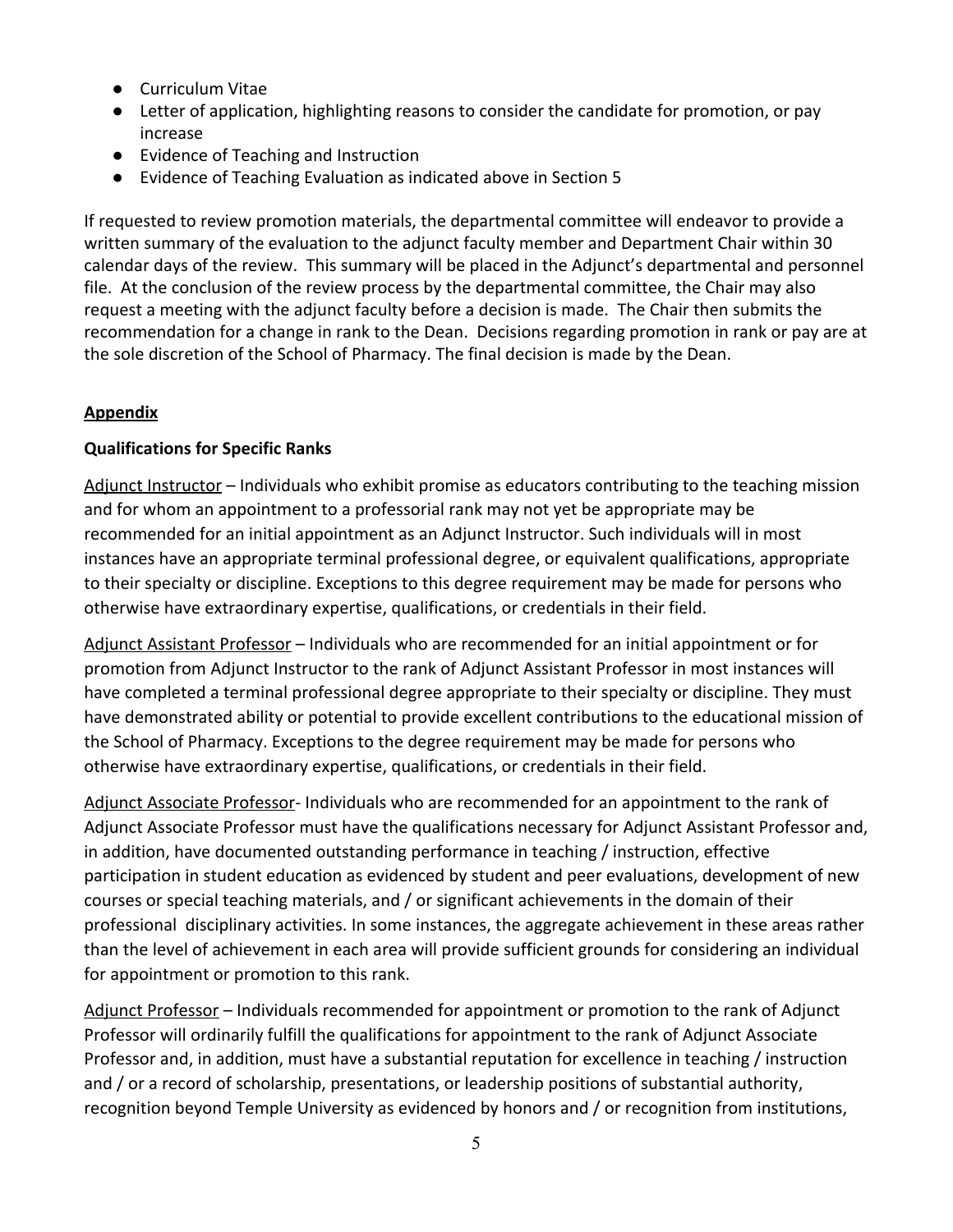- Curriculum Vitae
- Letter of application, highlighting reasons to consider the candidate for promotion, or pay increase
- Evidence of Teaching and Instruction
- Evidence of Teaching Evaluation as indicated above in Section 5

If requested to review promotion materials, the departmental committee will endeavor to provide a written summary of the evaluation to the adjunct faculty member and Department Chair within 30 calendar days of the review. This summary will be placed in the Adjunct's departmental and personnel file. At the conclusion of the review process by the departmental committee, the Chair may also request a meeting with the adjunct faculty before a decision is made. The Chair then submits the recommendation for a change in rank to the Dean. Decisions regarding promotion in rank or pay are at the sole discretion of the School of Pharmacy. The final decision is made by the Dean.

## Appendix

### Qualifications for Specific Ranks

Adjunct Instructor – Individuals who exhibit promise as educators contributing to the teaching mission and for whom an appointment to a professorial rank may not yet be appropriate may be recommended for an initial appointment as an Adjunct Instructor. Such individuals will in most instances have an appropriate terminal professional degree, or equivalent qualifications, appropriate to their specialty or discipline. Exceptions to this degree requirement may be made for persons who otherwise have extraordinary expertise, qualifications, or credentials in their field.

Adjunct Assistant Professor – Individuals who are recommended for an initial appointment or for promotion from Adjunct Instructor to the rank of Adjunct Assistant Professor in most instances will have completed a terminal professional degree appropriate to their specialty or discipline. They must have demonstrated ability or potential to provide excellent contributions to the educational mission of the School of Pharmacy. Exceptions to the degree requirement may be made for persons who otherwise have extraordinary expertise, qualifications, or credentials in their field.

Adjunct Associate Professor- Individuals who are recommended for an appointment to the rank of Adjunct Associate Professor must have the qualifications necessary for Adjunct Assistant Professor and, in addition, have documented outstanding performance in teaching / instruction, effective participation in student education as evidenced by student and peer evaluations, development of new courses or special teaching materials, and / or significant achievements in the domain of their professional disciplinary activities. In some instances, the aggregate achievement in these areas rather than the level of achievement in each area will provide sufficient grounds for considering an individual for appointment or promotion to this rank.

Adjunct Professor – Individuals recommended for appointment or promotion to the rank of Adjunct Professor will ordinarily fulfill the qualifications for appointment to the rank of Adjunct Associate Professor and, in addition, must have a substantial reputation for excellence in teaching / instruction and / or a record of scholarship, presentations, or leadership positions of substantial authority, recognition beyond Temple University as evidenced by honors and / or recognition from institutions,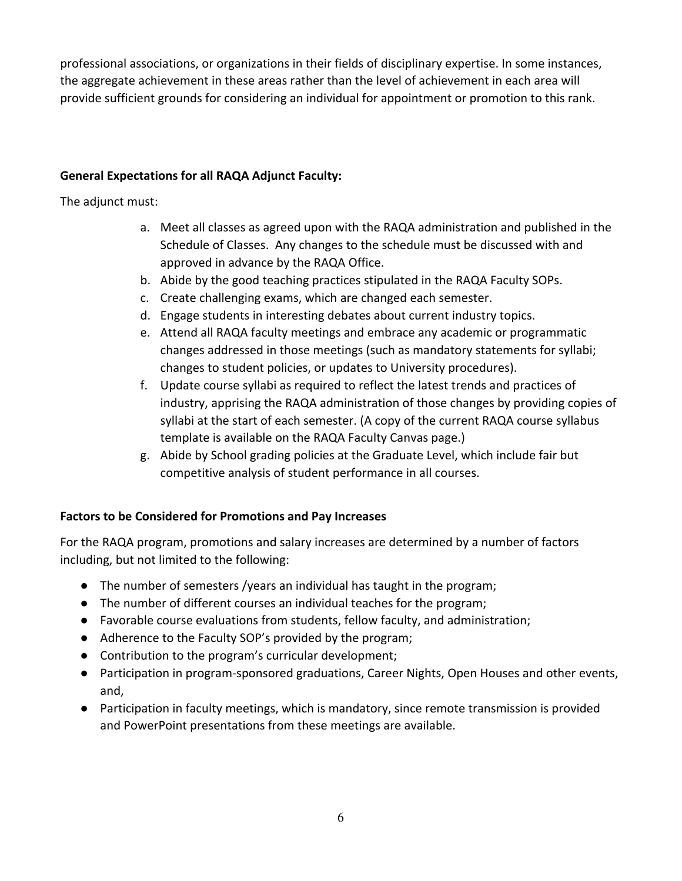professional associations, or organizations in their fields of disciplinary expertise. In some instances, the aggregate achievement in these areas rather than the level of achievement in each area will provide sufficient grounds for considering an individual for appointment or promotion to this rank.

**General Expectations for all RAQA Adjunct Faculty:**

The adjunct must:

a. Meet all classes as agreed upon with the RAQA administration and published in the Schedule of Classes. Any changes to the schedule must be discussed with and approved in advance by the RAQA Office.
b. Abide by the good teaching practices stipulated in the RAQA Faculty SOPs.
c. Create challenging exams, which are changed each semester.
d. Engage students in interesting debates about current industry topics.
e. Attend all RAQA faculty meetings and embrace any academic or programmatic changes addressed in those meetings (such as mandatory statements for syllabi; changes to student policies, or updates to University procedures).
f. Update course syllabi as required to reflect the latest trends and practices of industry, apprising the RAQA administration of those changes by providing copies of syllabi at the start of each semester. (A copy of the current RAQA course syllabus template is available on the RAQA Faculty Canvas page.)
g. Abide by School grading policies at the Graduate Level, which include fair but competitive analysis of student performance in all courses.

**Factors to be Considered for Promotions and Pay Increases**

For the RAQA program, promotions and salary increases are determined by a number of factors including, but not limited to the following:

- The number of semesters /years an individual has taught in the program;
- The number of different courses an individual teaches for the program;
- Favorable course evaluations from students, fellow faculty, and administration;
- Adherence to the Faculty SOP's provided by the program;
- Contribution to the program's curricular development;
- Participation in program-sponsored graduations, Career Nights, Open Houses and other events, and,
- Participation in faculty meetings, which is mandatory, since remote transmission is provided and PowerPoint presentations from these meetings are available.